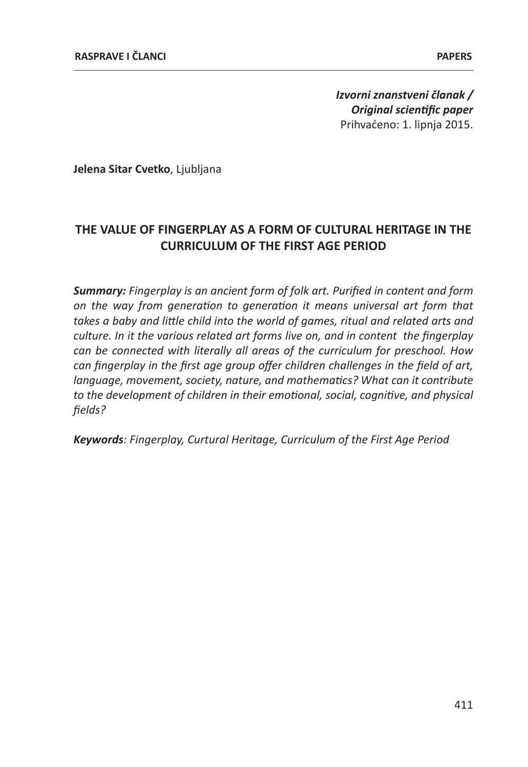*Izvorni znanstveni članak /*
***Original scientific paper***
Prihvaćeno: 1. lipnja 2015.

**Jelena Sitar Cvetko**, Ljubljana

# THE VALUE OF FINGERPLAY AS A FORM OF CULTURAL HERITAGE IN THE CURRICULUM OF THE FIRST AGE PERIOD

***Summary:*** *Fingerplay is an ancient form of folk art. Purified in content and form on the way from generation to generation it means universal art form that takes a baby and little child into the world of games, ritual and related arts and culture. In it the various related art forms live on, and in content the fingerplay can be connected with literally all areas of the curriculum for preschool. How can fingerplay in the first age group offer children challenges in the field of art, language, movement, society, nature, and mathematics? What can it contribute to the development of children in their emotional, social, cognitive, and physical fields?*

***Keywords****: Fingerplay, Curtural Heritage, Curriculum of the First Age Period*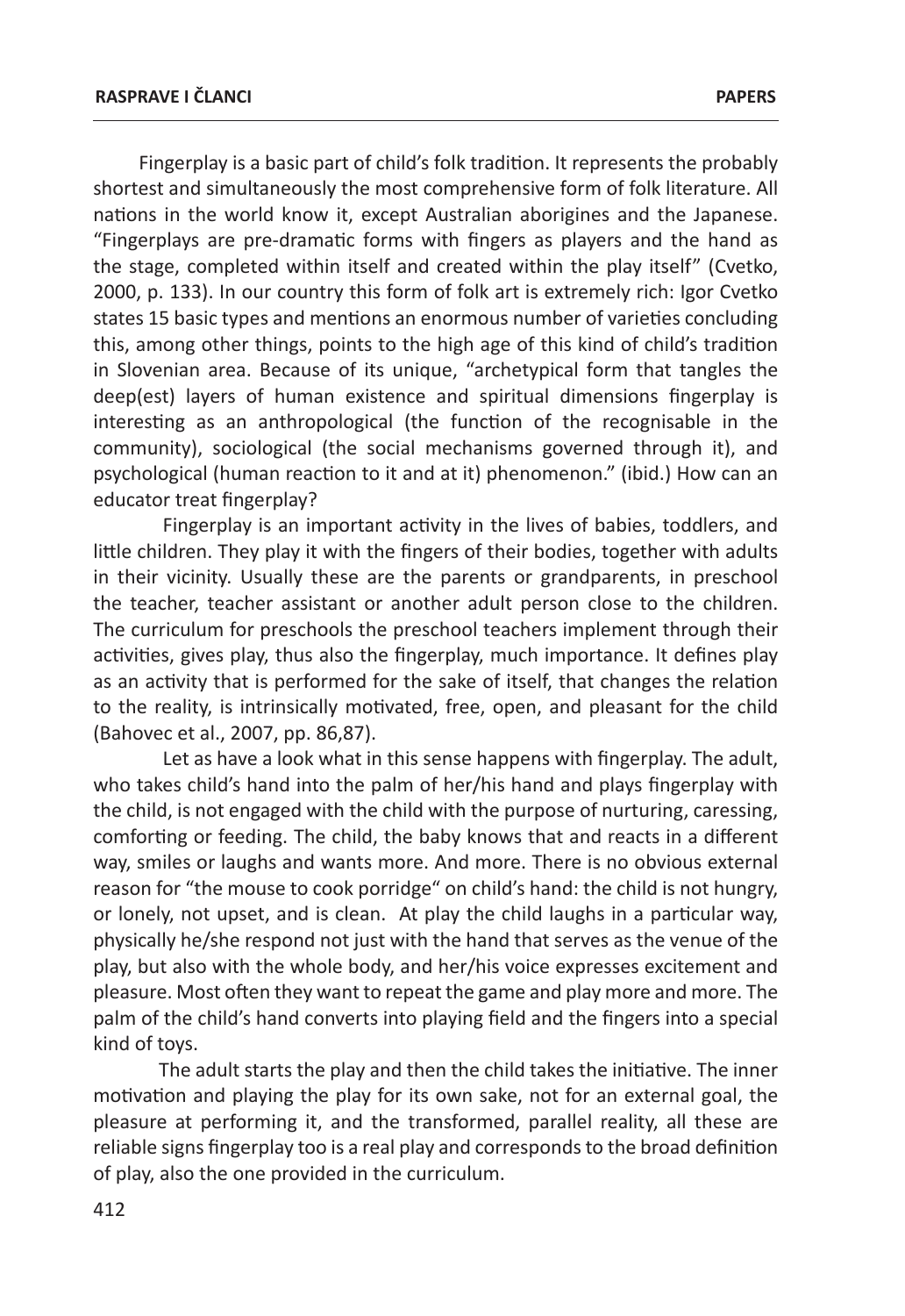Fingerplay is a basic part of child's folk tradition. It represents the probably shortest and simultaneously the most comprehensive form of folk literature. All nations in the world know it, except Australian aborigines and the Japanese. "Fingerplays are pre-dramatic forms with fingers as players and the hand as the stage, completed within itself and created within the play itself" (Cvetko, 2000, p. 133). In our country this form of folk art is extremely rich: Igor Cvetko states 15 basic types and mentions an enormous number of varieties concluding this, among other things, points to the high age of this kind of child's tradition in Slovenian area. Because of its unique, "archetypical form that tangles the deep(est) layers of human existence and spiritual dimensions fingerplay is interesting as an anthropological (the function of the recognisable in the community), sociological (the social mechanisms governed through it), and psychological (human reaction to it and at it) phenomenon." (ibid.) How can an educator treat fingerplay?

Fingerplay is an important activity in the lives of babies, toddlers, and little children. They play it with the fingers of their bodies, together with adults in their vicinity. Usually these are the parents or grandparents, in preschool the teacher, teacher assistant or another adult person close to the children. The curriculum for preschools the preschool teachers implement through their activities, gives play, thus also the fingerplay, much importance. It defines play as an activity that is performed for the sake of itself, that changes the relation to the reality, is intrinsically motivated, free, open, and pleasant for the child (Bahovec et al., 2007, pp. 86,87).

Let as have a look what in this sense happens with fingerplay. The adult, who takes child's hand into the palm of her/his hand and plays fingerplay with the child, is not engaged with the child with the purpose of nurturing, caressing, comforting or feeding. The child, the baby knows that and reacts in a different way, smiles or laughs and wants more. And more. There is no obvious external reason for "the mouse to cook porridge" on child's hand: the child is not hungry, or lonely, not upset, and is clean. At play the child laughs in a particular way, physically he/she respond not just with the hand that serves as the venue of the play, but also with the whole body, and her/his voice expresses excitement and pleasure. Most often they want to repeat the game and play more and more. The palm of the child's hand converts into playing field and the fingers into a special kind of toys.

The adult starts the play and then the child takes the initiative. The inner motivation and playing the play for its own sake, not for an external goal, the pleasure at performing it, and the transformed, parallel reality, all these are reliable signs fingerplay too is a real play and corresponds to the broad definition of play, also the one provided in the curriculum.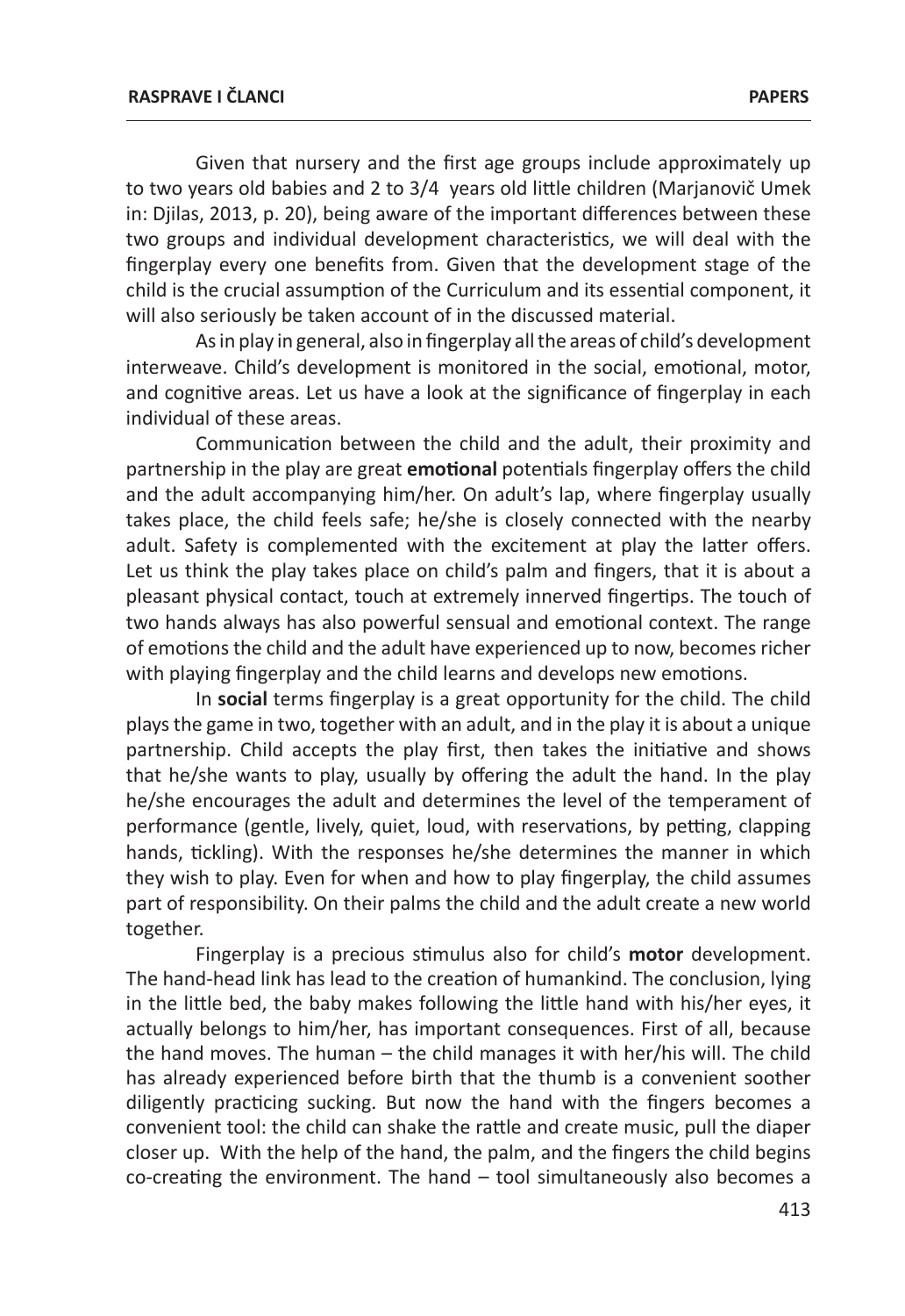Given that nursery and the first age groups include approximately up to two years old babies and 2 to 3/4 years old little children (Marjanovič Umek in: Djilas, 2013, p. 20), being aware of the important differences between these two groups and individual development characteristics, we will deal with the fingerplay every one benefits from. Given that the development stage of the child is the crucial assumption of the Curriculum and its essential component, it will also seriously be taken account of in the discussed material.

As in play in general, also in fingerplay all the areas of child's development interweave. Child's development is monitored in the social, emotional, motor, and cognitive areas. Let us have a look at the significance of fingerplay in each individual of these areas.

Communication between the child and the adult, their proximity and partnership in the play are great **emotional** potentials fingerplay offers the child and the adult accompanying him/her. On adult's lap, where fingerplay usually takes place, the child feels safe; he/she is closely connected with the nearby adult. Safety is complemented with the excitement at play the latter offers. Let us think the play takes place on child's palm and fingers, that it is about a pleasant physical contact, touch at extremely innerved fingertips. The touch of two hands always has also powerful sensual and emotional context. The range of emotions the child and the adult have experienced up to now, becomes richer with playing fingerplay and the child learns and develops new emotions.

In **social** terms fingerplay is a great opportunity for the child. The child plays the game in two, together with an adult, and in the play it is about a unique partnership. Child accepts the play first, then takes the initiative and shows that he/she wants to play, usually by offering the adult the hand. In the play he/she encourages the adult and determines the level of the temperament of performance (gentle, lively, quiet, loud, with reservations, by petting, clapping hands, tickling). With the responses he/she determines the manner in which they wish to play. Even for when and how to play fingerplay, the child assumes part of responsibility. On their palms the child and the adult create a new world together.

Fingerplay is a precious stimulus also for child's **motor** development. The hand-head link has lead to the creation of humankind. The conclusion, lying in the little bed, the baby makes following the little hand with his/her eyes, it actually belongs to him/her, has important consequences. First of all, because the hand moves. The human – the child manages it with her/his will. The child has already experienced before birth that the thumb is a convenient soother diligently practicing sucking. But now the hand with the fingers becomes a convenient tool: the child can shake the rattle and create music, pull the diaper closer up. With the help of the hand, the palm, and the fingers the child begins co-creating the environment. The hand – tool simultaneously also becomes a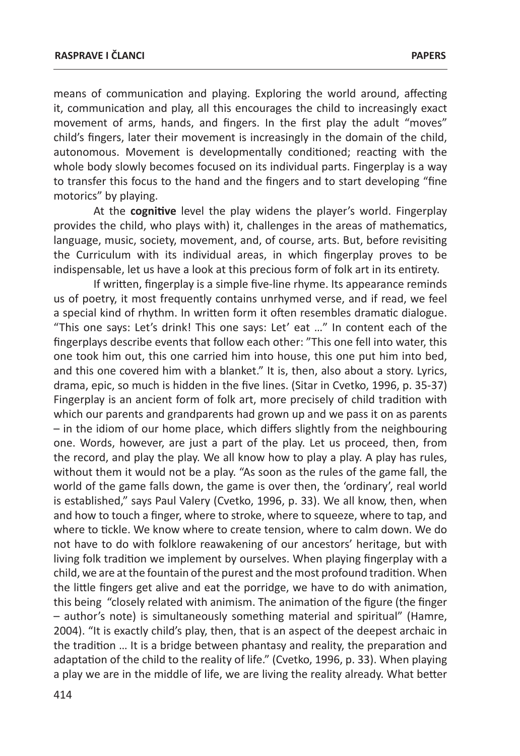means of communication and playing. Exploring the world around, affecting it, communication and play, all this encourages the child to increasingly exact movement of arms, hands, and fingers. In the first play the adult "moves" child's fingers, later their movement is increasingly in the domain of the child, autonomous. Movement is developmentally conditioned; reacting with the whole body slowly becomes focused on its individual parts. Fingerplay is a way to transfer this focus to the hand and the fingers and to start developing "fine motorics" by playing.

At the **cognitive** level the play widens the player's world. Fingerplay provides the child, who plays with) it, challenges in the areas of mathematics, language, music, society, movement, and, of course, arts. But, before revisiting the Curriculum with its individual areas, in which fingerplay proves to be indispensable, let us have a look at this precious form of folk art in its entirety.

If written, fingerplay is a simple five-line rhyme. Its appearance reminds us of poetry, it most frequently contains unrhymed verse, and if read, we feel a special kind of rhythm. In written form it often resembles dramatic dialogue. "This one says: Let's drink! This one says: Let' eat …" In content each of the fingerplays describe events that follow each other: "This one fell into water, this one took him out, this one carried him into house, this one put him into bed, and this one covered him with a blanket." It is, then, also about a story. Lyrics, drama, epic, so much is hidden in the five lines. (Sitar in Cvetko, 1996, p. 35-37) Fingerplay is an ancient form of folk art, more precisely of child tradition with which our parents and grandparents had grown up and we pass it on as parents – in the idiom of our home place, which differs slightly from the neighbouring one. Words, however, are just a part of the play. Let us proceed, then, from the record, and play the play. We all know how to play a play. A play has rules, without them it would not be a play. "As soon as the rules of the game fall, the world of the game falls down, the game is over then, the 'ordinary', real world is established," says Paul Valery (Cvetko, 1996, p. 33). We all know, then, when and how to touch a finger, where to stroke, where to squeeze, where to tap, and where to tickle. We know where to create tension, where to calm down. We do not have to do with folklore reawakening of our ancestors' heritage, but with living folk tradition we implement by ourselves. When playing fingerplay with a child, we are at the fountain of the purest and the most profound tradition. When the little fingers get alive and eat the porridge, we have to do with animation, this being "closely related with animism. The animation of the figure (the finger – author's note) is simultaneously something material and spiritual" (Hamre, 2004). "It is exactly child's play, then, that is an aspect of the deepest archaic in the tradition … It is a bridge between phantasy and reality, the preparation and adaptation of the child to the reality of life." (Cvetko, 1996, p. 33). When playing a play we are in the middle of life, we are living the reality already. What better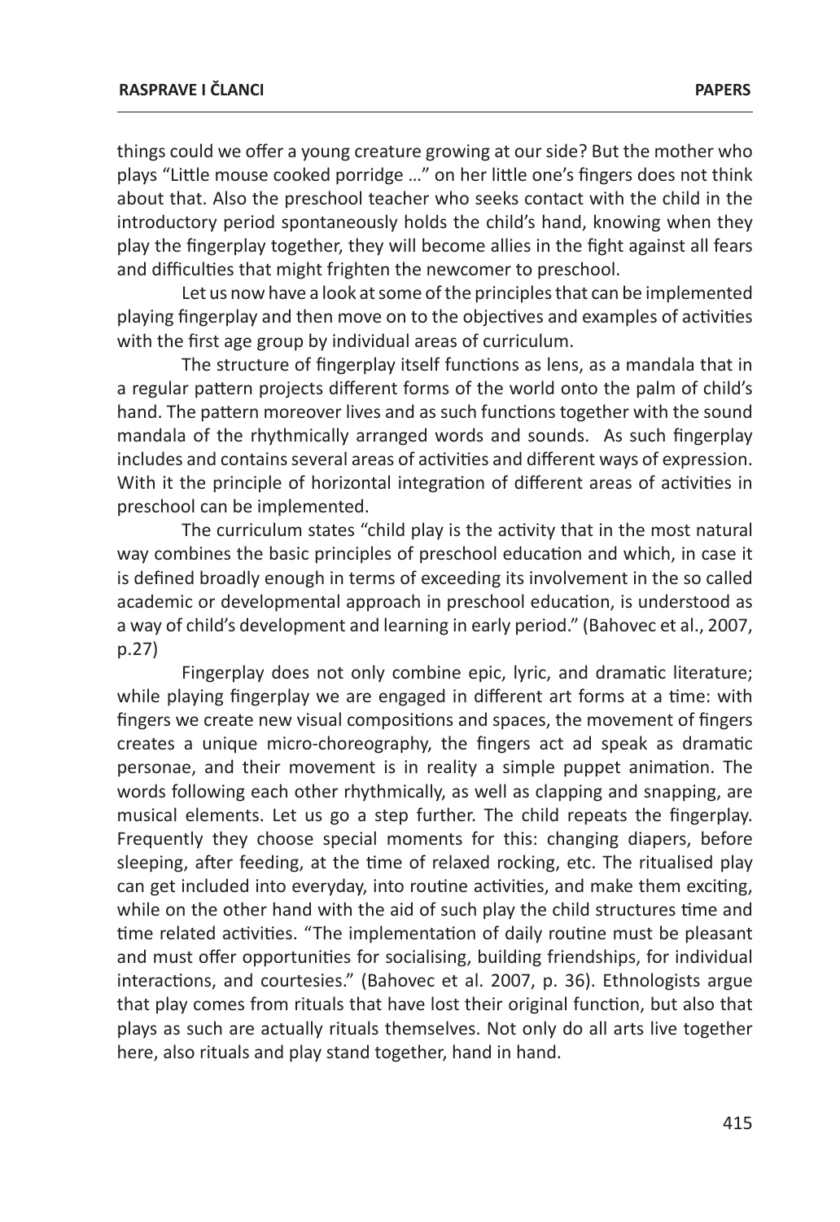things could we offer a young creature growing at our side? But the mother who plays "Little mouse cooked porridge …" on her little one's fingers does not think about that. Also the preschool teacher who seeks contact with the child in the introductory period spontaneously holds the child's hand, knowing when they play the fingerplay together, they will become allies in the fight against all fears and difficulties that might frighten the newcomer to preschool.

Let us now have a look at some of the principles that can be implemented playing fingerplay and then move on to the objectives and examples of activities with the first age group by individual areas of curriculum.

The structure of fingerplay itself functions as lens, as a mandala that in a regular pattern projects different forms of the world onto the palm of child's hand. The pattern moreover lives and as such functions together with the sound mandala of the rhythmically arranged words and sounds. As such fingerplay includes and contains several areas of activities and different ways of expression. With it the principle of horizontal integration of different areas of activities in preschool can be implemented.

The curriculum states "child play is the activity that in the most natural way combines the basic principles of preschool education and which, in case it is defined broadly enough in terms of exceeding its involvement in the so called academic or developmental approach in preschool education, is understood as a way of child's development and learning in early period." (Bahovec et al., 2007, p.27)

Fingerplay does not only combine epic, lyric, and dramatic literature; while playing fingerplay we are engaged in different art forms at a time: with fingers we create new visual compositions and spaces, the movement of fingers creates a unique micro-choreography, the fingers act ad speak as dramatic personae, and their movement is in reality a simple puppet animation. The words following each other rhythmically, as well as clapping and snapping, are musical elements. Let us go a step further. The child repeats the fingerplay. Frequently they choose special moments for this: changing diapers, before sleeping, after feeding, at the time of relaxed rocking, etc. The ritualised play can get included into everyday, into routine activities, and make them exciting, while on the other hand with the aid of such play the child structures time and time related activities. "The implementation of daily routine must be pleasant and must offer opportunities for socialising, building friendships, for individual interactions, and courtesies." (Bahovec et al. 2007, p. 36). Ethnologists argue that play comes from rituals that have lost their original function, but also that plays as such are actually rituals themselves. Not only do all arts live together here, also rituals and play stand together, hand in hand.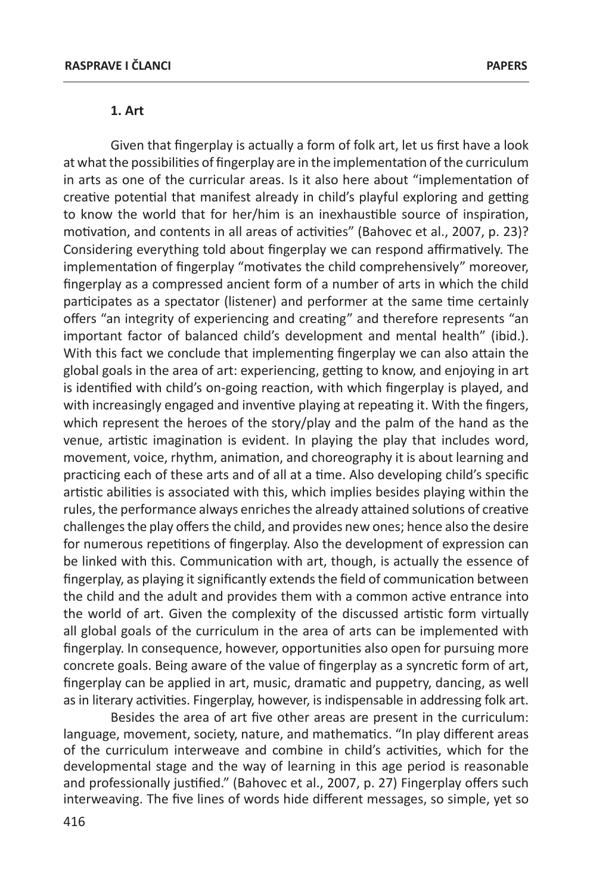### 1. Art

Given that fingerplay is actually a form of folk art, let us first have a look at what the possibilities of fingerplay are in the implementation of the curriculum in arts as one of the curricular areas. Is it also here about "implementation of creative potential that manifest already in child's playful exploring and getting to know the world that for her/him is an inexhaustible source of inspiration, motivation, and contents in all areas of activities" (Bahovec et al., 2007, p. 23)? Considering everything told about fingerplay we can respond affirmatively. The implementation of fingerplay "motivates the child comprehensively" moreover, fingerplay as a compressed ancient form of a number of arts in which the child participates as a spectator (listener) and performer at the same time certainly offers "an integrity of experiencing and creating" and therefore represents "an important factor of balanced child's development and mental health" (ibid.). With this fact we conclude that implementing fingerplay we can also attain the global goals in the area of art: experiencing, getting to know, and enjoying in art is identified with child's on-going reaction, with which fingerplay is played, and with increasingly engaged and inventive playing at repeating it. With the fingers, which represent the heroes of the story/play and the palm of the hand as the venue, artistic imagination is evident. In playing the play that includes word, movement, voice, rhythm, animation, and choreography it is about learning and practicing each of these arts and of all at a time. Also developing child's specific artistic abilities is associated with this, which implies besides playing within the rules, the performance always enriches the already attained solutions of creative challenges the play offers the child, and provides new ones; hence also the desire for numerous repetitions of fingerplay. Also the development of expression can be linked with this. Communication with art, though, is actually the essence of fingerplay, as playing it significantly extends the field of communication between the child and the adult and provides them with a common active entrance into the world of art. Given the complexity of the discussed artistic form virtually all global goals of the curriculum in the area of arts can be implemented with fingerplay. In consequence, however, opportunities also open for pursuing more concrete goals. Being aware of the value of fingerplay as a syncretic form of art, fingerplay can be applied in art, music, dramatic and puppetry, dancing, as well as in literary activities. Fingerplay, however, is indispensable in addressing folk art.

Besides the area of art five other areas are present in the curriculum: language, movement, society, nature, and mathematics. "In play different areas of the curriculum interweave and combine in child's activities, which for the developmental stage and the way of learning in this age period is reasonable and professionally justified." (Bahovec et al., 2007, p. 27) Fingerplay offers such interweaving. The five lines of words hide different messages, so simple, yet so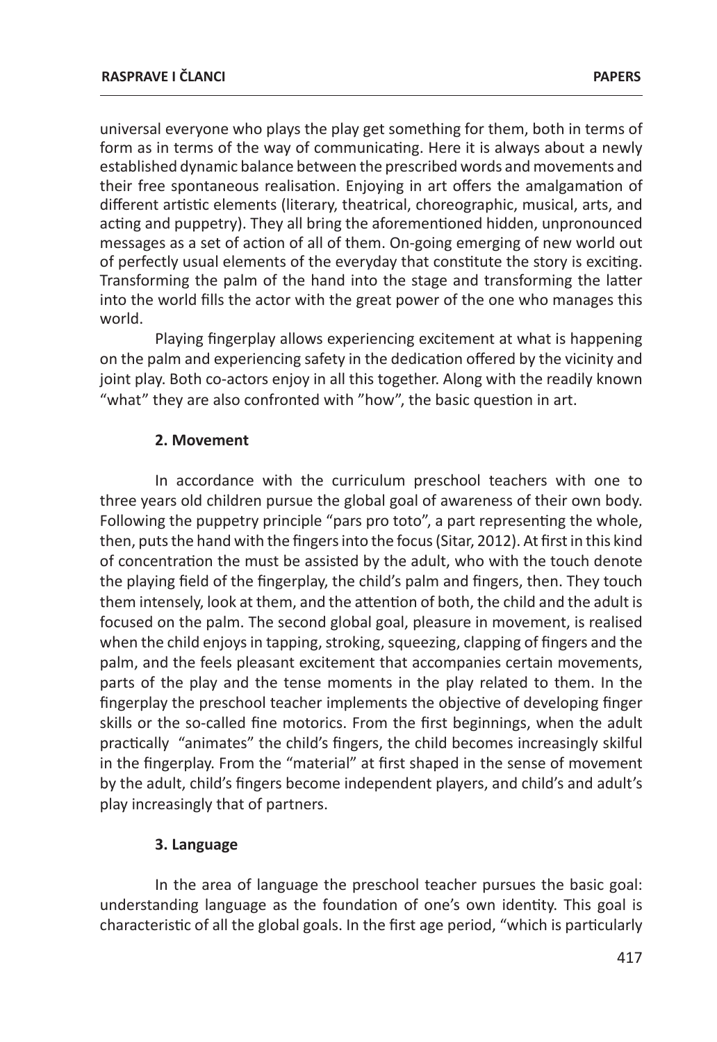universal everyone who plays the play get something for them, both in terms of form as in terms of the way of communicating. Here it is always about a newly established dynamic balance between the prescribed words and movements and their free spontaneous realisation. Enjoying in art offers the amalgamation of different artistic elements (literary, theatrical, choreographic, musical, arts, and acting and puppetry). They all bring the aforementioned hidden, unpronounced messages as a set of action of all of them. On-going emerging of new world out of perfectly usual elements of the everyday that constitute the story is exciting. Transforming the palm of the hand into the stage and transforming the latter into the world fills the actor with the great power of the one who manages this world.

Playing fingerplay allows experiencing excitement at what is happening on the palm and experiencing safety in the dedication offered by the vicinity and joint play. Both co-actors enjoy in all this together. Along with the readily known "what" they are also confronted with "how", the basic question in art.

### 2. Movement

In accordance with the curriculum preschool teachers with one to three years old children pursue the global goal of awareness of their own body. Following the puppetry principle "pars pro toto", a part representing the whole, then, puts the hand with the fingers into the focus (Sitar, 2012). At first in this kind of concentration the must be assisted by the adult, who with the touch denote the playing field of the fingerplay, the child's palm and fingers, then. They touch them intensely, look at them, and the attention of both, the child and the adult is focused on the palm. The second global goal, pleasure in movement, is realised when the child enjoys in tapping, stroking, squeezing, clapping of fingers and the palm, and the feels pleasant excitement that accompanies certain movements, parts of the play and the tense moments in the play related to them. In the fingerplay the preschool teacher implements the objective of developing finger skills or the so-called fine motorics. From the first beginnings, when the adult practically "animates" the child's fingers, the child becomes increasingly skilful in the fingerplay. From the "material" at first shaped in the sense of movement by the adult, child's fingers become independent players, and child's and adult's play increasingly that of partners.

### 3. Language

In the area of language the preschool teacher pursues the basic goal: understanding language as the foundation of one's own identity. This goal is characteristic of all the global goals. In the first age period, "which is particularly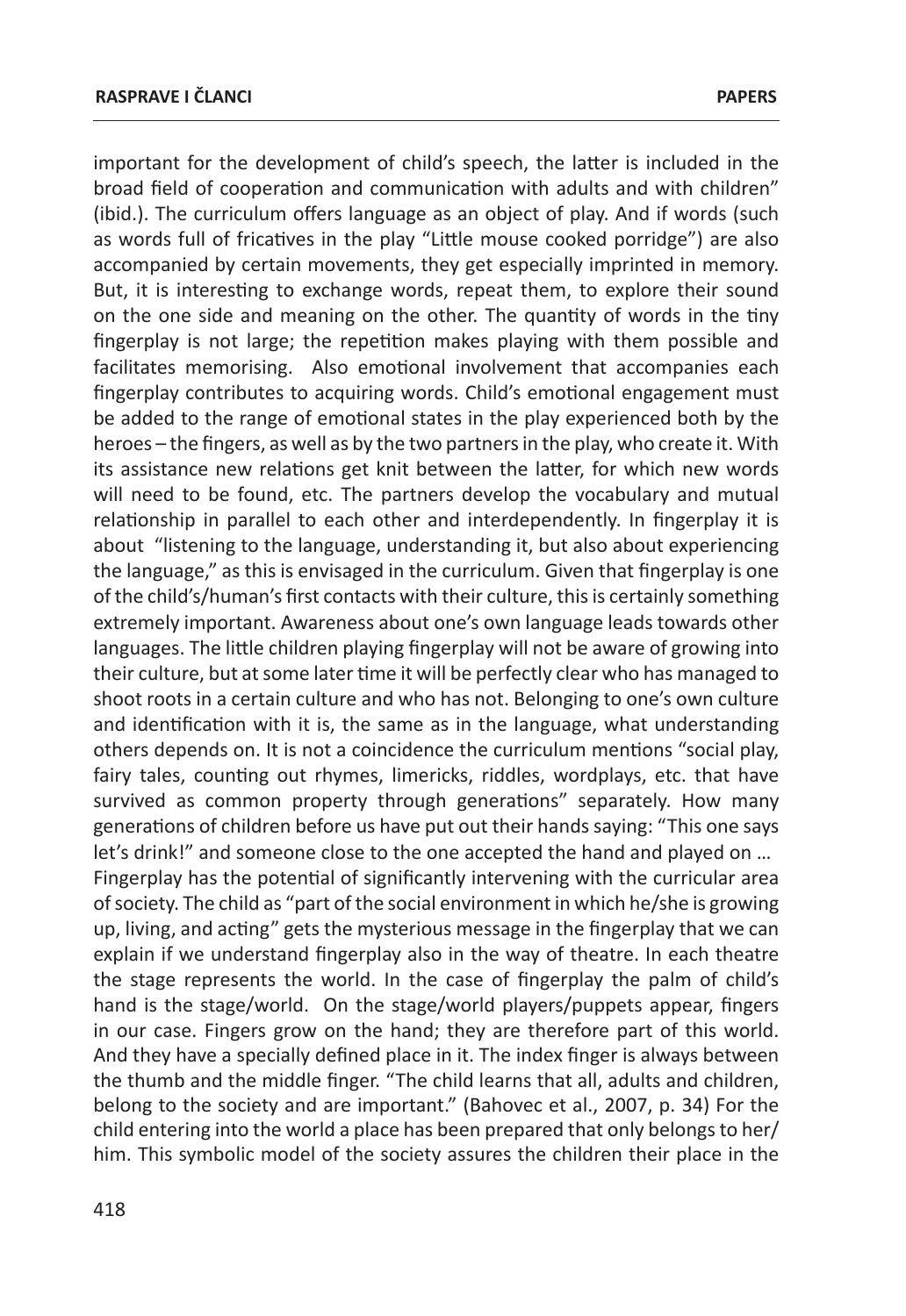important for the development of child's speech, the latter is included in the broad field of cooperation and communication with adults and with children" (ibid.). The curriculum offers language as an object of play. And if words (such as words full of fricatives in the play "Little mouse cooked porridge") are also accompanied by certain movements, they get especially imprinted in memory. But, it is interesting to exchange words, repeat them, to explore their sound on the one side and meaning on the other. The quantity of words in the tiny fingerplay is not large; the repetition makes playing with them possible and facilitates memorising. Also emotional involvement that accompanies each fingerplay contributes to acquiring words. Child's emotional engagement must be added to the range of emotional states in the play experienced both by the heroes – the fingers, as well as by the two partners in the play, who create it. With its assistance new relations get knit between the latter, for which new words will need to be found, etc. The partners develop the vocabulary and mutual relationship in parallel to each other and interdependently. In fingerplay it is about "listening to the language, understanding it, but also about experiencing the language," as this is envisaged in the curriculum. Given that fingerplay is one of the child's/human's first contacts with their culture, this is certainly something extremely important. Awareness about one's own language leads towards other languages. The little children playing fingerplay will not be aware of growing into their culture, but at some later time it will be perfectly clear who has managed to shoot roots in a certain culture and who has not. Belonging to one's own culture and identification with it is, the same as in the language, what understanding others depends on. It is not a coincidence the curriculum mentions "social play, fairy tales, counting out rhymes, limericks, riddles, wordplays, etc. that have survived as common property through generations" separately. How many generations of children before us have put out their hands saying: "This one says let's drink!" and someone close to the one accepted the hand and played on …

Fingerplay has the potential of significantly intervening with the curricular area of society. The child as "part of the social environment in which he/she is growing up, living, and acting" gets the mysterious message in the fingerplay that we can explain if we understand fingerplay also in the way of theatre. In each theatre the stage represents the world. In the case of fingerplay the palm of child's hand is the stage/world. On the stage/world players/puppets appear, fingers in our case. Fingers grow on the hand; they are therefore part of this world. And they have a specially defined place in it. The index finger is always between the thumb and the middle finger. "The child learns that all, adults and children, belong to the society and are important." (Bahovec et al., 2007, p. 34) For the child entering into the world a place has been prepared that only belongs to her/him. This symbolic model of the society assures the children their place in the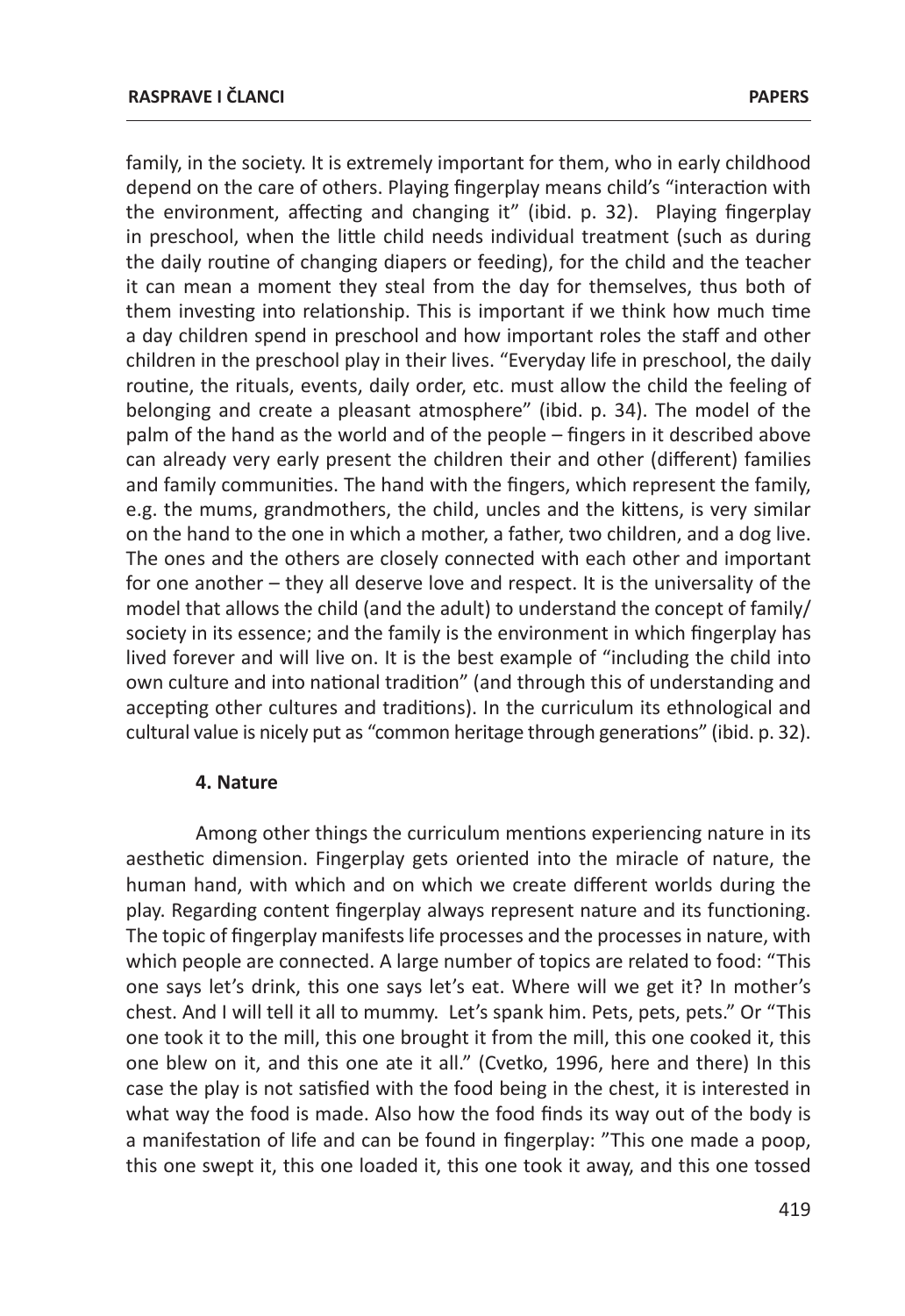family, in the society. It is extremely important for them, who in early childhood depend on the care of others. Playing fingerplay means child's "interaction with the environment, affecting and changing it" (ibid. p. 32). Playing fingerplay in preschool, when the little child needs individual treatment (such as during the daily routine of changing diapers or feeding), for the child and the teacher it can mean a moment they steal from the day for themselves, thus both of them investing into relationship. This is important if we think how much time a day children spend in preschool and how important roles the staff and other children in the preschool play in their lives. "Everyday life in preschool, the daily routine, the rituals, events, daily order, etc. must allow the child the feeling of belonging and create a pleasant atmosphere" (ibid. p. 34). The model of the palm of the hand as the world and of the people – fingers in it described above can already very early present the children their and other (different) families and family communities. The hand with the fingers, which represent the family, e.g. the mums, grandmothers, the child, uncles and the kittens, is very similar on the hand to the one in which a mother, a father, two children, and a dog live. The ones and the others are closely connected with each other and important for one another – they all deserve love and respect. It is the universality of the model that allows the child (and the adult) to understand the concept of family/society in its essence; and the family is the environment in which fingerplay has lived forever and will live on. It is the best example of "including the child into own culture and into national tradition" (and through this of understanding and accepting other cultures and traditions). In the curriculum its ethnological and cultural value is nicely put as "common heritage through generations" (ibid. p. 32).

#### 4. Nature

Among other things the curriculum mentions experiencing nature in its aesthetic dimension. Fingerplay gets oriented into the miracle of nature, the human hand, with which and on which we create different worlds during the play. Regarding content fingerplay always represent nature and its functioning. The topic of fingerplay manifests life processes and the processes in nature, with which people are connected. A large number of topics are related to food: "This one says let's drink, this one says let's eat. Where will we get it? In mother's chest. And I will tell it all to mummy. Let's spank him. Pets, pets, pets." Or "This one took it to the mill, this one brought it from the mill, this one cooked it, this one blew on it, and this one ate it all." (Cvetko, 1996, here and there) In this case the play is not satisfied with the food being in the chest, it is interested in what way the food is made. Also how the food finds its way out of the body is a manifestation of life and can be found in fingerplay: "This one made a poop, this one swept it, this one loaded it, this one took it away, and this one tossed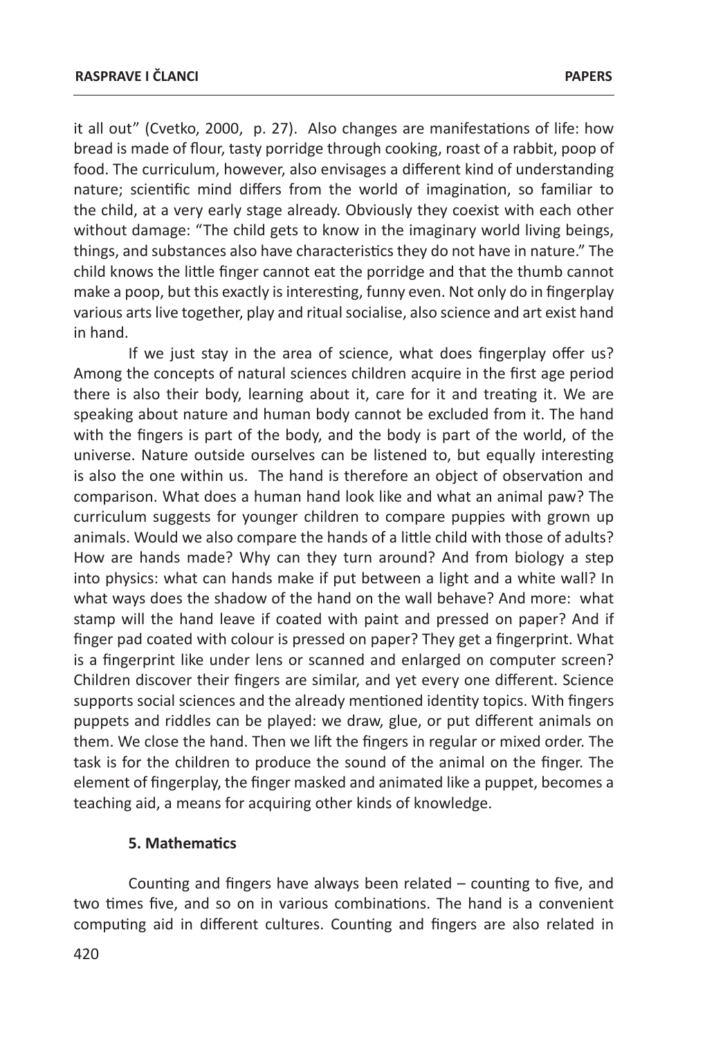it all out" (Cvetko, 2000, p. 27). Also changes are manifestations of life: how bread is made of flour, tasty porridge through cooking, roast of a rabbit, poop of food. The curriculum, however, also envisages a different kind of understanding nature; scientific mind differs from the world of imagination, so familiar to the child, at a very early stage already. Obviously they coexist with each other without damage: "The child gets to know in the imaginary world living beings, things, and substances also have characteristics they do not have in nature." The child knows the little finger cannot eat the porridge and that the thumb cannot make a poop, but this exactly is interesting, funny even. Not only do in fingerplay various arts live together, play and ritual socialise, also science and art exist hand in hand.

If we just stay in the area of science, what does fingerplay offer us? Among the concepts of natural sciences children acquire in the first age period there is also their body, learning about it, care for it and treating it. We are speaking about nature and human body cannot be excluded from it. The hand with the fingers is part of the body, and the body is part of the world, of the universe. Nature outside ourselves can be listened to, but equally interesting is also the one within us. The hand is therefore an object of observation and comparison. What does a human hand look like and what an animal paw? The curriculum suggests for younger children to compare puppies with grown up animals. Would we also compare the hands of a little child with those of adults? How are hands made? Why can they turn around? And from biology a step into physics: what can hands make if put between a light and a white wall? In what ways does the shadow of the hand on the wall behave? And more: what stamp will the hand leave if coated with paint and pressed on paper? And if finger pad coated with colour is pressed on paper? They get a fingerprint. What is a fingerprint like under lens or scanned and enlarged on computer screen? Children discover their fingers are similar, and yet every one different. Science supports social sciences and the already mentioned identity topics. With fingers puppets and riddles can be played: we draw, glue, or put different animals on them. We close the hand. Then we lift the fingers in regular or mixed order. The task is for the children to produce the sound of the animal on the finger. The element of fingerplay, the finger masked and animated like a puppet, becomes a teaching aid, a means for acquiring other kinds of knowledge.

### 5. Mathematics

Counting and fingers have always been related – counting to five, and two times five, and so on in various combinations. The hand is a convenient computing aid in different cultures. Counting and fingers are also related in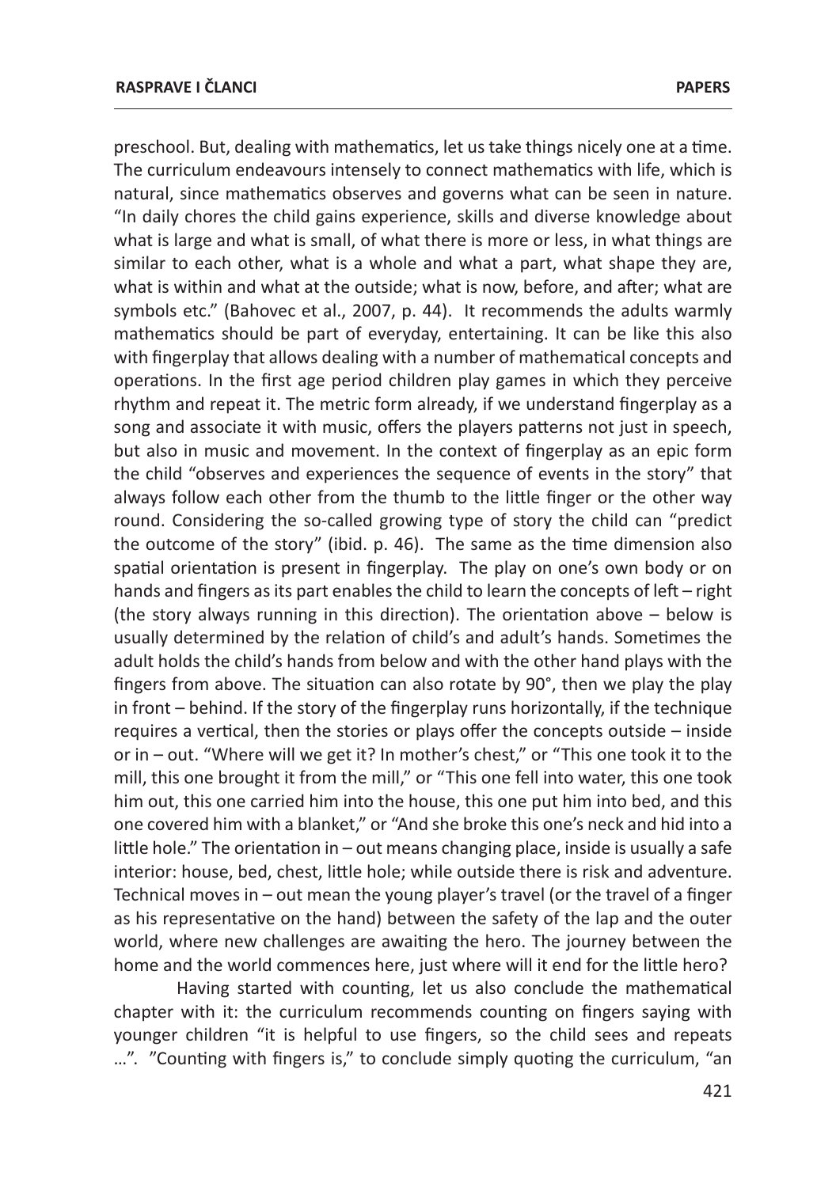preschool. But, dealing with mathematics, let us take things nicely one at a time. The curriculum endeavours intensely to connect mathematics with life, which is natural, since mathematics observes and governs what can be seen in nature. "In daily chores the child gains experience, skills and diverse knowledge about what is large and what is small, of what there is more or less, in what things are similar to each other, what is a whole and what a part, what shape they are, what is within and what at the outside; what is now, before, and after; what are symbols etc." (Bahovec et al., 2007, p. 44). It recommends the adults warmly mathematics should be part of everyday, entertaining. It can be like this also with fingerplay that allows dealing with a number of mathematical concepts and operations. In the first age period children play games in which they perceive rhythm and repeat it. The metric form already, if we understand fingerplay as a song and associate it with music, offers the players patterns not just in speech, but also in music and movement. In the context of fingerplay as an epic form the child "observes and experiences the sequence of events in the story" that always follow each other from the thumb to the little finger or the other way round. Considering the so-called growing type of story the child can "predict the outcome of the story" (ibid. p. 46). The same as the time dimension also spatial orientation is present in fingerplay. The play on one's own body or on hands and fingers as its part enables the child to learn the concepts of left – right (the story always running in this direction). The orientation above – below is usually determined by the relation of child's and adult's hands. Sometimes the adult holds the child's hands from below and with the other hand plays with the fingers from above. The situation can also rotate by 90°, then we play the play in front – behind. If the story of the fingerplay runs horizontally, if the technique requires a vertical, then the stories or plays offer the concepts outside – inside or in – out. "Where will we get it? In mother's chest," or "This one took it to the mill, this one brought it from the mill," or "This one fell into water, this one took him out, this one carried him into the house, this one put him into bed, and this one covered him with a blanket," or "And she broke this one's neck and hid into a little hole." The orientation in – out means changing place, inside is usually a safe interior: house, bed, chest, little hole; while outside there is risk and adventure. Technical moves in – out mean the young player's travel (or the travel of a finger as his representative on the hand) between the safety of the lap and the outer world, where new challenges are awaiting the hero. The journey between the home and the world commences here, just where will it end for the little hero?

Having started with counting, let us also conclude the mathematical chapter with it: the curriculum recommends counting on fingers saying with younger children "it is helpful to use fingers, so the child sees and repeats …". "Counting with fingers is," to conclude simply quoting the curriculum, "an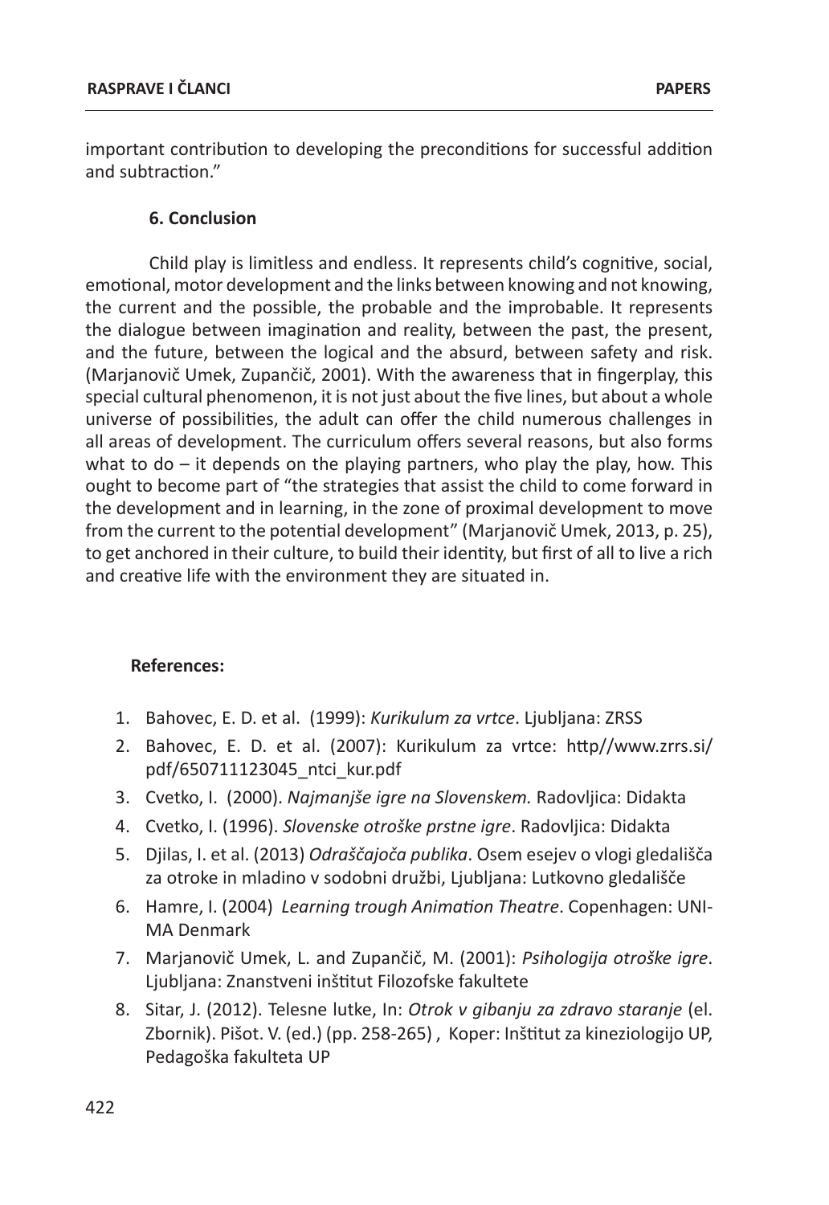important contribution to developing the preconditions for successful addition and subtraction."

## 6. Conclusion

Child play is limitless and endless. It represents child's cognitive, social, emotional, motor development and the links between knowing and not knowing, the current and the possible, the probable and the improbable. It represents the dialogue between imagination and reality, between the past, the present, and the future, between the logical and the absurd, between safety and risk. (Marjanovič Umek, Zupančič, 2001). With the awareness that in fingerplay, this special cultural phenomenon, it is not just about the five lines, but about a whole universe of possibilities, the adult can offer the child numerous challenges in all areas of development. The curriculum offers several reasons, but also forms what to do – it depends on the playing partners, who play the play, how. This ought to become part of "the strategies that assist the child to come forward in the development and in learning, in the zone of proximal development to move from the current to the potential development" (Marjanovič Umek, 2013, p. 25), to get anchored in their culture, to build their identity, but first of all to live a rich and creative life with the environment they are situated in.

## References:

1. Bahovec, E. D. et al. (1999): *Kurikulum za vrtce*. Ljubljana: ZRSS
2. Bahovec, E. D. et al. (2007): Kurikulum za vrtce: http//www.zrrs.si/pdf/650711123045_ntci_kur.pdf
3. Cvetko, I. (2000). *Najmanjše igre na Slovenskem.* Radovljica: Didakta
4. Cvetko, I. (1996). *Slovenske otroške prstne igre*. Radovljica: Didakta
5. Djilas, I. et al. (2013) *Odraščajoča publika*. Osem esejev o vlogi gledališča za otroke in mladino v sodobni družbi, Ljubljana: Lutkovno gledališče
6. Hamre, I. (2004) *Learning trough Animation Theatre*. Copenhagen: UNIMA Denmark
7. Marjanovič Umek, L. and Zupančič, M. (2001): *Psihologija otroške igre*. Ljubljana: Znanstveni inštitut Filozofske fakultete
8. Sitar, J. (2012). Telesne lutke, In: *Otrok v gibanju za zdravo staranje* (el. Zbornik). Pišot. V. (ed.) (pp. 258-265) , Koper: Inštitut za kineziologijo UP, Pedagoška fakulteta UP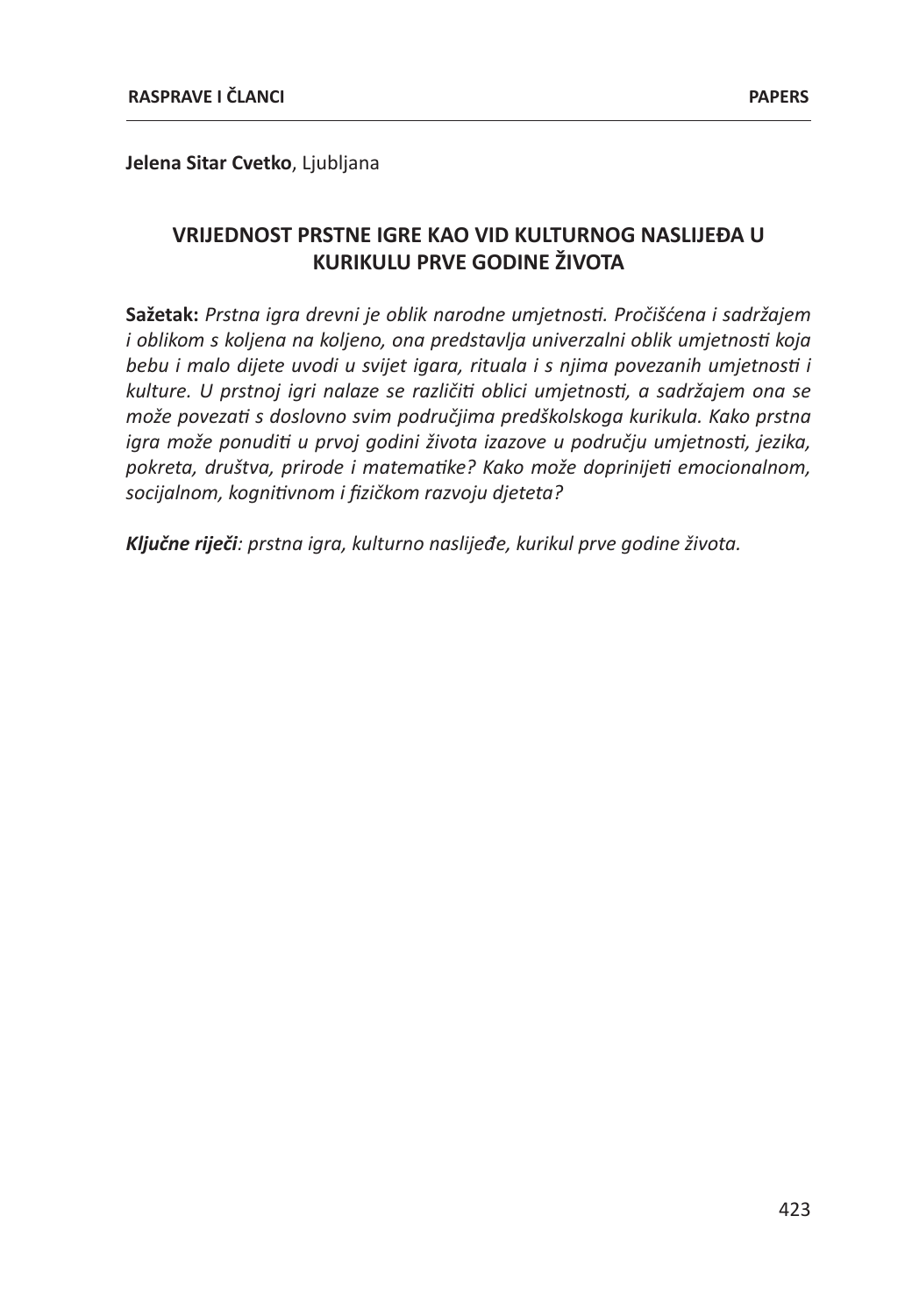**Jelena Sitar Cvetko**, Ljubljana

## VRIJEDNOST PRSTNE IGRE KAO VID KULTURNOG NASLIJEĐA U KURIKULU PRVE GODINE ŽIVOTA

**Sažetak:** *Prstna igra drevni je oblik narodne umjetnosti. Pročišćena i sadržajem i oblikom s koljena na koljeno, ona predstavlja univerzalni oblik umjetnosti koja bebu i malo dijete uvodi u svijet igara, rituala i s njima povezanih umjetnosti i kulture. U prstnoj igri nalaze se različiti oblici umjetnosti, a sadržajem ona se može povezati s doslovno svim područjima predškolskoga kurikula. Kako prstna igra može ponuditi u prvoj godini života izazove u području umjetnosti, jezika, pokreta, društva, prirode i matematike? Kako može doprinijeti emocionalnom, socijalnom, kognitivnom i fizičkom razvoju djeteta?*

***Ključne riječi****: prstna igra, kulturno naslijeđe, kurikul prve godine života.*